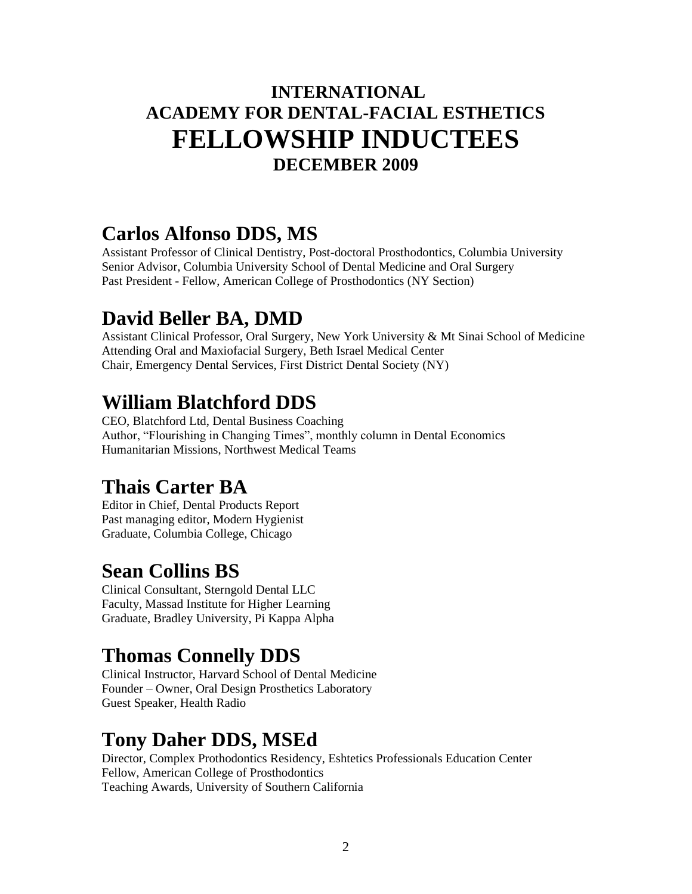# INTERNATIONAL ACADEMY FOR DENTAL-FACIAL ESTHETICS

# FELLOWSHIP INDUCTEES

## DECEMBER 2009

## Carlos Alfonso DDS, MS

Assistant Professor of Clinical Dentistry, Post-doctoral Prosthodontics, Columbia University
Senior Advisor, Columbia University School of Dental Medicine and Oral Surgery
Past President - Fellow, American College of Prosthodontics (NY Section)

## David Beller BA, DMD

Assistant Clinical Professor, Oral Surgery, New York University & Mt Sinai School of Medicine
Attending Oral and Maxiofacial Surgery, Beth Israel Medical Center
Chair, Emergency Dental Services, First District Dental Society (NY)

## William Blatchford DDS

CEO, Blatchford Ltd, Dental Business Coaching
Author, "Flourishing in Changing Times", monthly column in Dental Economics
Humanitarian Missions, Northwest Medical Teams

## Thais Carter BA

Editor in Chief, Dental Products Report
Past managing editor, Modern Hygienist
Graduate, Columbia College, Chicago

## Sean Collins BS

Clinical Consultant, Sterngold Dental LLC
Faculty, Massad Institute for Higher Learning
Graduate, Bradley University, Pi Kappa Alpha

## Thomas Connelly DDS

Clinical Instructor, Harvard School of Dental Medicine
Founder – Owner, Oral Design Prosthetics Laboratory
Guest Speaker, Health Radio

## Tony Daher DDS, MSEd

Director, Complex Prothodontics Residency, Eshtetics Professionals Education Center
Fellow, American College of Prosthodontics
Teaching Awards, University of Southern California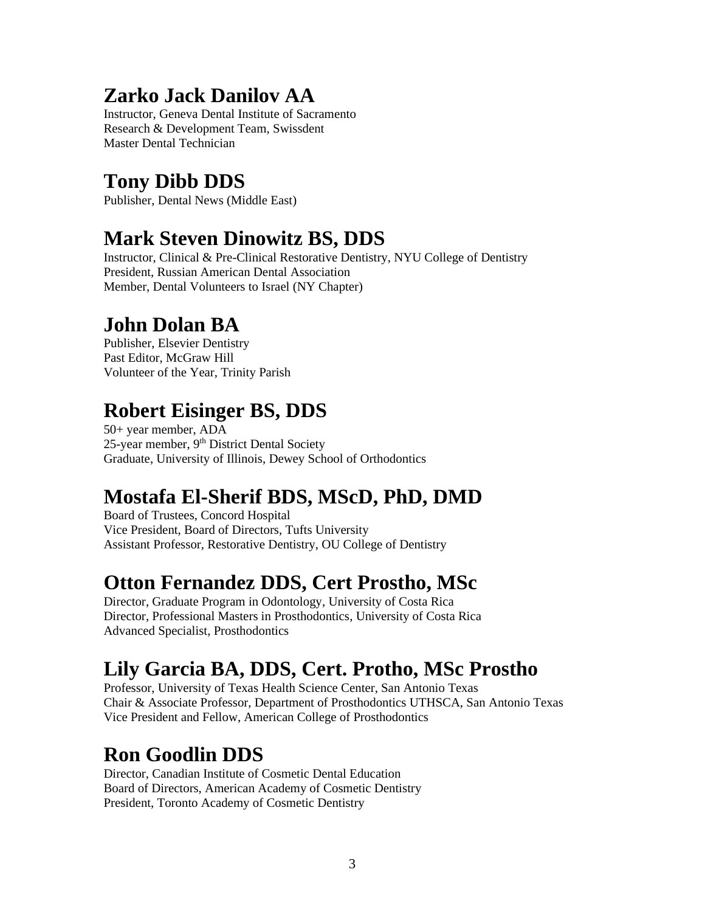## Zarko Jack Danilov AA

Instructor, Geneva Dental Institute of Sacramento
Research & Development Team, Swissdent
Master Dental Technician

## Tony Dibb DDS

Publisher, Dental News (Middle East)

## Mark Steven Dinowitz BS, DDS

Instructor, Clinical & Pre-Clinical Restorative Dentistry, NYU College of Dentistry
President, Russian American Dental Association
Member, Dental Volunteers to Israel (NY Chapter)

## John Dolan BA

Publisher, Elsevier Dentistry
Past Editor, McGraw Hill
Volunteer of the Year, Trinity Parish

## Robert Eisinger BS, DDS

50+ year member, ADA
25-year member, 9th District Dental Society
Graduate, University of Illinois, Dewey School of Orthodontics

## Mostafa El-Sherif BDS, MScD, PhD, DMD

Board of Trustees, Concord Hospital
Vice President, Board of Directors, Tufts University
Assistant Professor, Restorative Dentistry, OU College of Dentistry

## Otton Fernandez DDS, Cert Prostho, MSc

Director, Graduate Program in Odontology, University of Costa Rica
Director, Professional Masters in Prosthodontics, University of Costa Rica
Advanced Specialist, Prosthodontics

## Lily Garcia BA, DDS, Cert. Protho, MSc Prostho

Professor, University of Texas Health Science Center, San Antonio Texas
Chair & Associate Professor, Department of Prosthodontics UTHSCA, San Antonio Texas
Vice President and Fellow, American College of Prosthodontics

## Ron Goodlin DDS

Director, Canadian Institute of Cosmetic Dental Education
Board of Directors, American Academy of Cosmetic Dentistry
President, Toronto Academy of Cosmetic Dentistry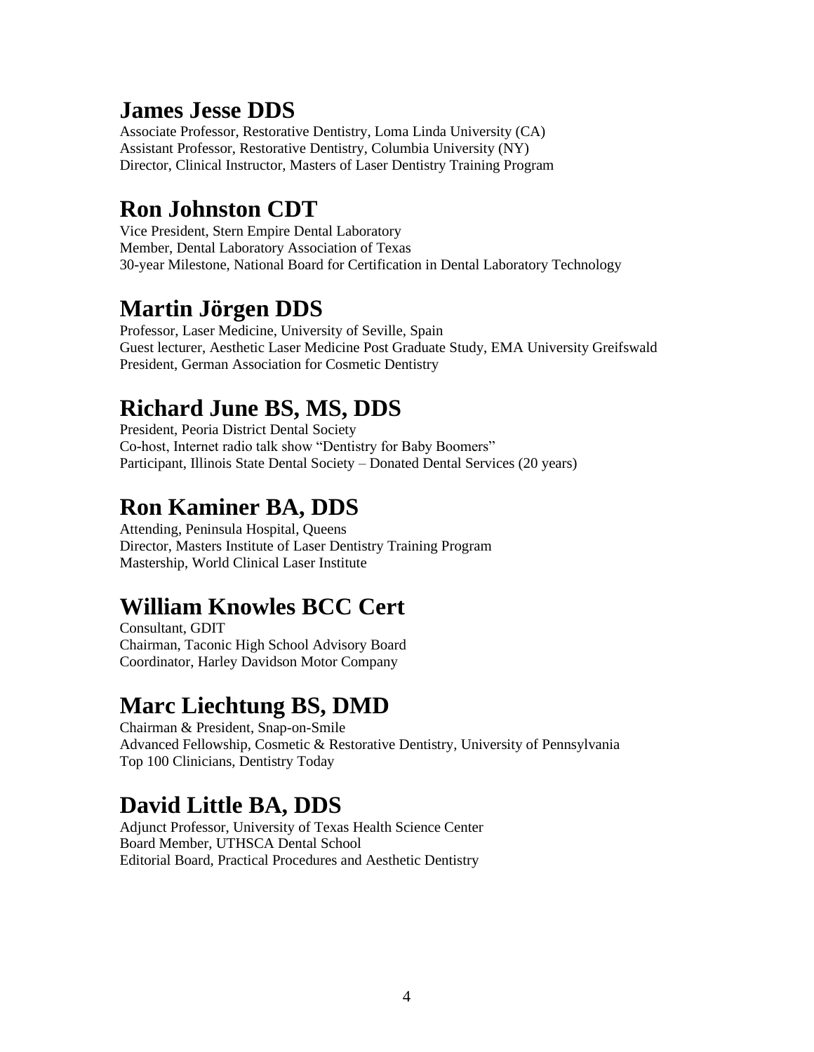## James Jesse DDS

Associate Professor, Restorative Dentistry, Loma Linda University (CA)
Assistant Professor, Restorative Dentistry, Columbia University (NY)
Director, Clinical Instructor, Masters of Laser Dentistry Training Program

## Ron Johnston CDT

Vice President, Stern Empire Dental Laboratory
Member, Dental Laboratory Association of Texas
30-year Milestone, National Board for Certification in Dental Laboratory Technology

## Martin Jörgen DDS

Professor, Laser Medicine, University of Seville, Spain
Guest lecturer, Aesthetic Laser Medicine Post Graduate Study, EMA University Greifswald
President, German Association for Cosmetic Dentistry

## Richard June BS, MS, DDS

President, Peoria District Dental Society
Co-host, Internet radio talk show "Dentistry for Baby Boomers"
Participant, Illinois State Dental Society – Donated Dental Services (20 years)

## Ron Kaminer BA, DDS

Attending, Peninsula Hospital, Queens
Director, Masters Institute of Laser Dentistry Training Program
Mastership, World Clinical Laser Institute

## William Knowles BCC Cert

Consultant, GDIT
Chairman, Taconic High School Advisory Board
Coordinator, Harley Davidson Motor Company

## Marc Liechtung BS, DMD

Chairman & President, Snap-on-Smile
Advanced Fellowship, Cosmetic & Restorative Dentistry, University of Pennsylvania
Top 100 Clinicians, Dentistry Today

## David Little BA, DDS

Adjunct Professor, University of Texas Health Science Center
Board Member, UTHSCA Dental School
Editorial Board, Practical Procedures and Aesthetic Dentistry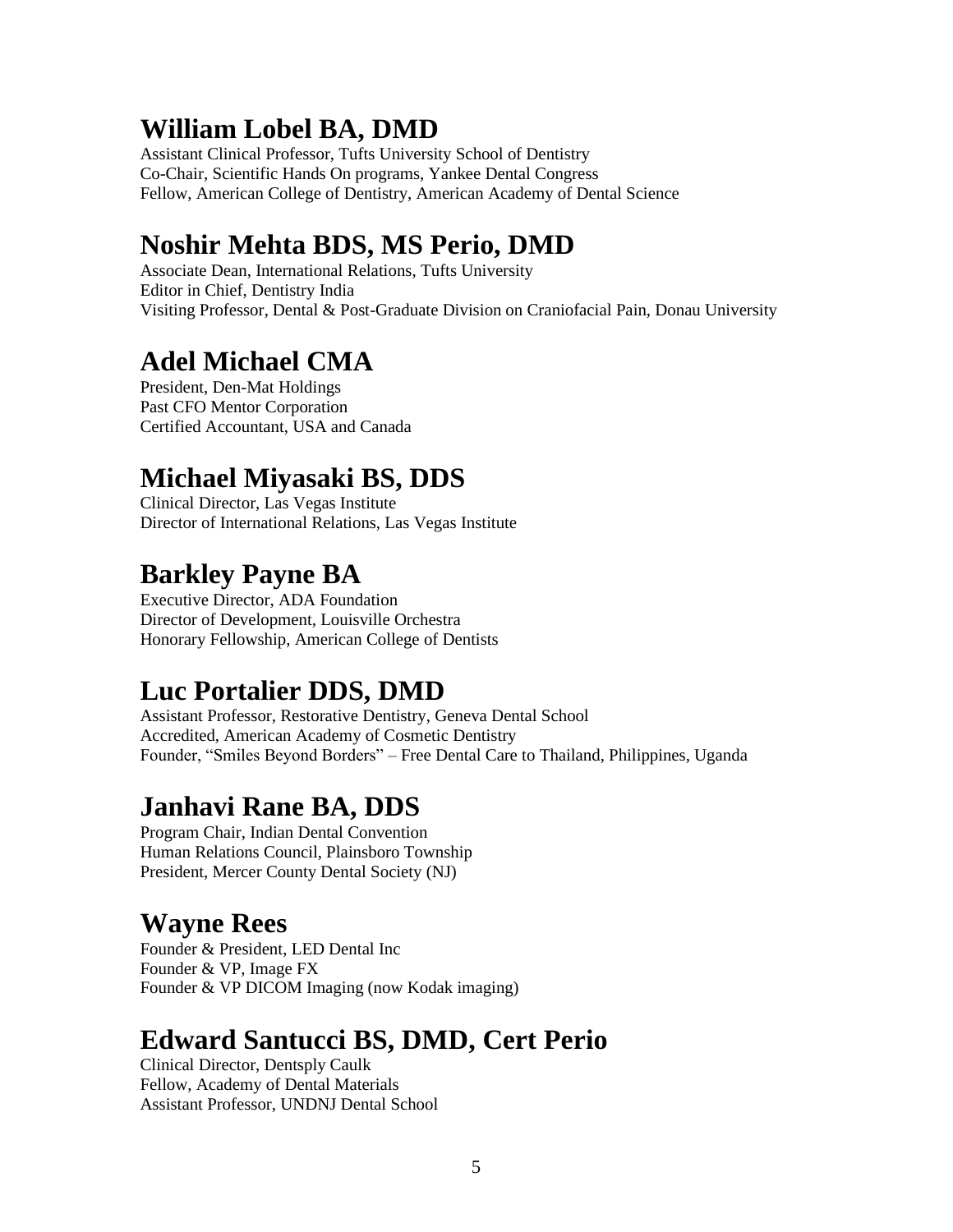## William Lobel BA, DMD

Assistant Clinical Professor, Tufts University School of Dentistry
Co-Chair, Scientific Hands On programs, Yankee Dental Congress
Fellow, American College of Dentistry, American Academy of Dental Science

## Noshir Mehta BDS, MS Perio, DMD

Associate Dean, International Relations, Tufts University
Editor in Chief, Dentistry India
Visiting Professor, Dental & Post-Graduate Division on Craniofacial Pain, Donau University

## Adel Michael CMA

President, Den-Mat Holdings
Past CFO Mentor Corporation
Certified Accountant, USA and Canada

## Michael Miyasaki BS, DDS

Clinical Director, Las Vegas Institute
Director of International Relations, Las Vegas Institute

## Barkley Payne BA

Executive Director, ADA Foundation
Director of Development, Louisville Orchestra
Honorary Fellowship, American College of Dentists

## Luc Portalier DDS, DMD

Assistant Professor, Restorative Dentistry, Geneva Dental School
Accredited, American Academy of Cosmetic Dentistry
Founder, "Smiles Beyond Borders" – Free Dental Care to Thailand, Philippines, Uganda

## Janhavi Rane BA, DDS

Program Chair, Indian Dental Convention
Human Relations Council, Plainsboro Township
President, Mercer County Dental Society (NJ)

## Wayne Rees

Founder & President, LED Dental Inc
Founder & VP, Image FX
Founder & VP DICOM Imaging (now Kodak imaging)

## Edward Santucci BS, DMD, Cert Perio

Clinical Director, Dentsply Caulk
Fellow, Academy of Dental Materials
Assistant Professor, UNDNJ Dental School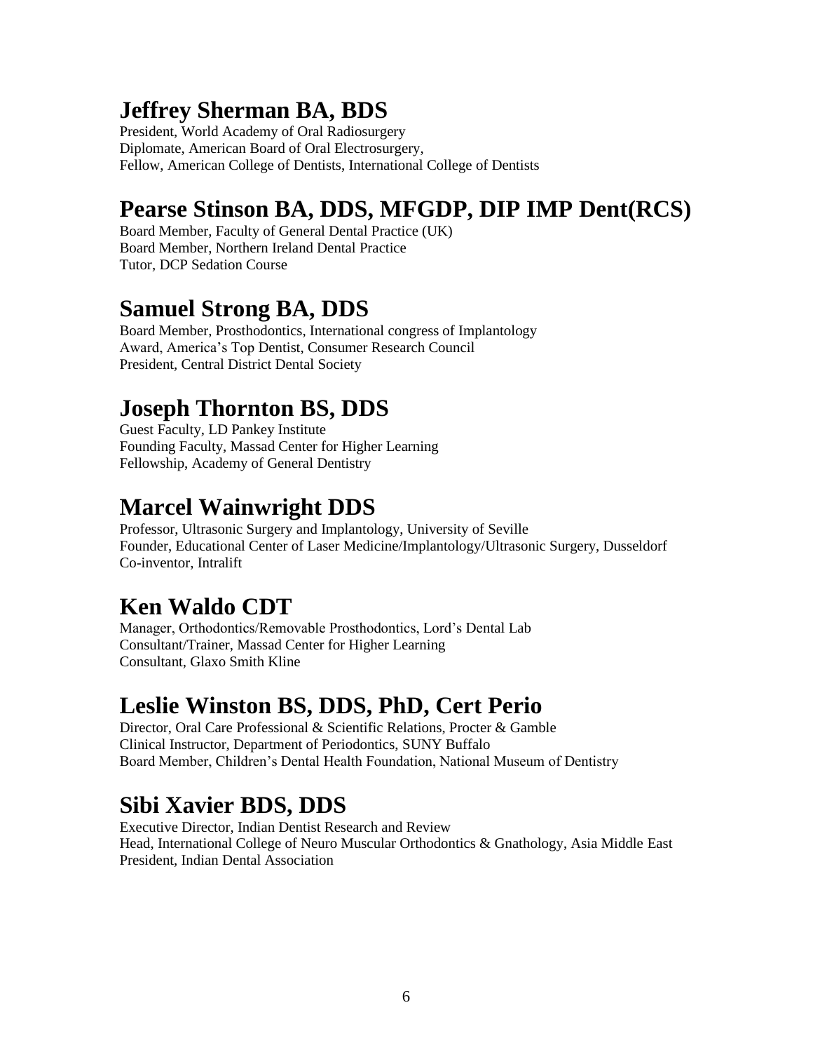## Jeffrey Sherman BA, BDS

President, World Academy of Oral Radiosurgery
Diplomate, American Board of Oral Electrosurgery,
Fellow, American College of Dentists, International College of Dentists

## Pearse Stinson BA, DDS, MFGDP, DIP IMP Dent(RCS)

Board Member, Faculty of General Dental Practice (UK)
Board Member, Northern Ireland Dental Practice
Tutor, DCP Sedation Course

## Samuel Strong BA, DDS

Board Member, Prosthodontics, International congress of Implantology
Award, America's Top Dentist, Consumer Research Council
President, Central District Dental Society

## Joseph Thornton BS, DDS

Guest Faculty, LD Pankey Institute
Founding Faculty, Massad Center for Higher Learning
Fellowship, Academy of General Dentistry

## Marcel Wainwright DDS

Professor, Ultrasonic Surgery and Implantology, University of Seville
Founder, Educational Center of Laser Medicine/Implantology/Ultrasonic Surgery, Dusseldorf
Co-inventor, Intralift

## Ken Waldo CDT

Manager, Orthodontics/Removable Prosthodontics, Lord's Dental Lab
Consultant/Trainer, Massad Center for Higher Learning
Consultant, Glaxo Smith Kline

## Leslie Winston BS, DDS, PhD, Cert Perio

Director, Oral Care Professional & Scientific Relations, Procter & Gamble
Clinical Instructor, Department of Periodontics, SUNY Buffalo
Board Member, Children's Dental Health Foundation, National Museum of Dentistry

## Sibi Xavier BDS, DDS

Executive Director, Indian Dentist Research and Review
Head, International College of Neuro Muscular Orthodontics & Gnathology, Asia Middle East
President, Indian Dental Association